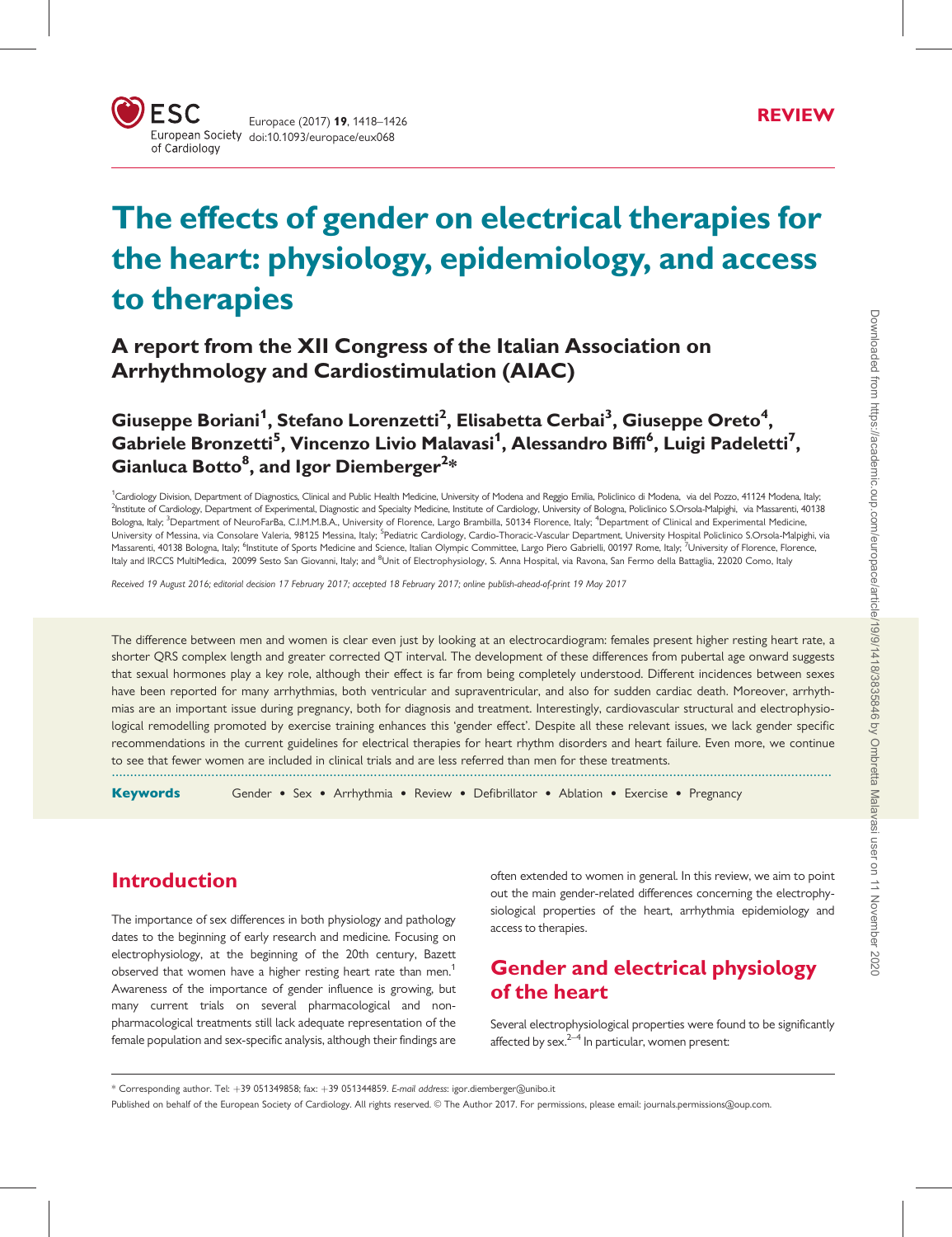REVIEW

# The effects of gender on electrical therapies for the heart: physiology, epidemiology, and access to therapies

## A report from the XII Congress of the Italian Association on Arrhythmology and Cardiostimulation (AIAC)

**Giuseppe Boriani[1], Stefano Lorenzetti[2], Elisabetta Cerbai[3], Giuseppe Oreto[4], Gabriele Bronzetti[5], Vincenzo Livio Malavasi[1], Alessandro Biffi[6], Luigi Padeletti[7], Gianluca Botto[8], and Igor Diemberger[2]***

[1]Cardiology Division, Department of Diagnostics, Clinical and Public Health Medicine, University of Modena and Reggio Emilia, Policlinico di Modena, via del Pozzo, 41124 Modena, Italy; [2]Institute of Cardiology, Department of Experimental, Diagnostic and Specialty Medicine, Institute of Cardiology, University of Bologna, Policlinico S.Orsola-Malpighi, via Massarenti, 40138 Bologna, Italy; [3]Department of NeuroFarBa, C.I.M.M.B.A., University of Florence, Largo Brambilla, 50134 Florence, Italy; [4]Department of Clinical and Experimental Medicine, University of Messina, via Consolare Valeria, 98125 Messina, Italy; [5]Pediatric Cardiology, Cardio-Thoracic-Vascular Department, University Hospital Policlinico S.Orsola-Malpighi, via Massarenti, 40138 Bologna, Italy; [6]Institute of Sports Medicine and Science, Italian Olympic Committee, Largo Piero Gabrielli, 00197 Rome, Italy; [7]University of Florence, Florence, Italy and IRCCS MultiMedica, 20099 Sesto San Giovanni, Italy; and [8]Unit of Electrophysiology, S. Anna Hospital, via Ravona, San Fermo della Battaglia, 22020 Como, Italy

*Received 19 August 2016; editorial decision 17 February 2017; accepted 18 February 2017; online publish-ahead-of-print 19 May 2017*

The difference between men and women is clear even just by looking at an electrocardiogram: females present higher resting heart rate, a shorter QRS complex length and greater corrected QT interval. The development of these differences from pubertal age onward suggests that sexual hormones play a key role, although their effect is far from being completely understood. Different incidences between sexes have been reported for many arrhythmias, both ventricular and supraventricular, and also for sudden cardiac death. Moreover, arrhythmias are an important issue during pregnancy, both for diagnosis and treatment. Interestingly, cardiovascular structural and electrophysiological remodelling promoted by exercise training enhances this 'gender effect'. Despite all these relevant issues, we lack gender specific recommendations in the current guidelines for electrical therapies for heart rhythm disorders and heart failure. Even more, we continue to see that fewer women are included in clinical trials and are less referred than men for these treatments.

**Keywords** Gender • Sex • Arrhythmia • Review • Defibrillator • Ablation • Exercise • Pregnancy

## Introduction

The importance of sex differences in both physiology and pathology dates to the beginning of early research and medicine. Focusing on electrophysiology, at the beginning of the 20th century, Bazett observed that women have a higher resting heart rate than men.[1] Awareness of the importance of gender influence is growing, but many current trials on several pharmacological and non-pharmacological treatments still lack adequate representation of the female population and sex-specific analysis, although their findings are often extended to women in general. In this review, we aim to point out the main gender-related differences concerning the electrophysiological properties of the heart, arrhythmia epidemiology and access to therapies.

## Gender and electrical physiology of the heart

Several electrophysiological properties were found to be significantly affected by sex.[2–4] In particular, women present:

* Corresponding author. Tel: +39 051349858; fax: +39 051344859. *E-mail address*: igor.diemberger@unibo.it

Published on behalf of the European Society of Cardiology. All rights reserved. © The Author 2017. For permissions, please email: journals.permissions@oup.com.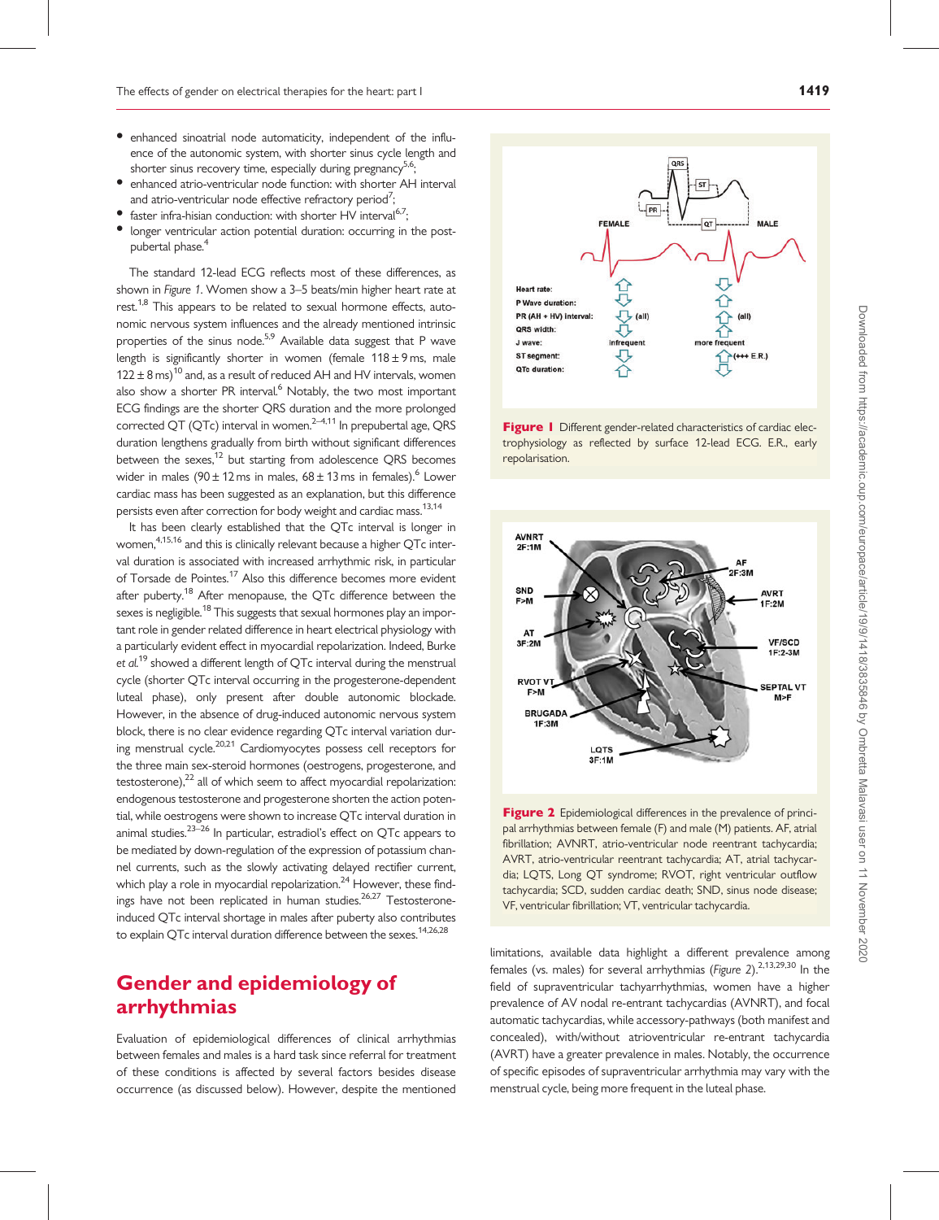- enhanced sinoatrial node automaticity, independent of the influence of the autonomic system, with shorter sinus cycle length and shorter sinus recovery time, especially during pregnancy[5,6];
- enhanced atrio-ventricular node function: with shorter AH interval and atrio-ventricular node effective refractory period[7];
- faster infra-hisian conduction: with shorter HV interval[6,7];
- longer ventricular action potential duration: occurring in the post-pubertal phase.[4]

The standard 12-lead ECG reflects most of these differences, as shown in *Figure 1*. Women show a 3–5 beats/min higher heart rate at rest.[1,8] This appears to be related to sexual hormone effects, autonomic nervous system influences and the already mentioned intrinsic properties of the sinus node.[5,9] Available data suggest that P wave length is significantly shorter in women (female 118 ± 9 ms, male 122 ± 8 ms)[10] and, as a result of reduced AH and HV intervals, women also show a shorter PR interval.[6] Notably, the two most important ECG findings are the shorter QRS duration and the more prolonged corrected QT (QTc) interval in women.[2–4,11] In prepubertal age, QRS duration lengthens gradually from birth without significant differences between the sexes,[12] but starting from adolescence QRS becomes wider in males (90 ± 12 ms in males, 68 ± 13 ms in females).[6] Lower cardiac mass has been suggested as an explanation, but this difference persists even after correction for body weight and cardiac mass.[13,14]

It has been clearly established that the QTc interval is longer in women,[4,15,16] and this is clinically relevant because a higher QTc interval duration is associated with increased arrhythmic risk, in particular of Torsade de Pointes.[17] Also this difference becomes more evident after puberty.[18] After menopause, the QTc difference between the sexes is negligible.[18] This suggests that sexual hormones play an important role in gender related difference in heart electrical physiology with a particularly evident effect in myocardial repolarization. Indeed, Burke *et al.*[19] showed a different length of QTc interval during the menstrual cycle (shorter QTc interval occurring in the progesterone-dependent luteal phase), only present after double autonomic blockade. However, in the absence of drug-induced autonomic nervous system block, there is no clear evidence regarding QTc interval variation during menstrual cycle.[20,21] Cardiomyocytes possess cell receptors for the three main sex-steroid hormones (oestrogens, progesterone, and testosterone),[22] all of which seem to affect myocardial repolarization: endogenous testosterone and progesterone shorten the action potential, while oestrogens were shown to increase QTc interval duration in animal studies.[23–26] In particular, estradiol's effect on QTc appears to be mediated by down-regulation of the expression of potassium channel currents, such as the slowly activating delayed rectifier current, which play a role in myocardial repolarization.[24] However, these findings have not been replicated in human studies.[26,27] Testosterone-induced QTc interval shortage in males after puberty also contributes to explain QTc interval duration difference between the sexes.[14,26,28]

## Gender and epidemiology of arrhythmias

Evaluation of epidemiological differences of clinical arrhythmias between females and males is a hard task since referral for treatment of these conditions is affected by several factors besides disease occurrence (as discussed below). However, despite the mentioned limitations, available data highlight a different prevalence among females (vs. males) for several arrhythmias (*Figure 2*).[2,13,29,30] In the field of supraventricular tachyarrhythmias, women have a higher prevalence of AV nodal re-entrant tachycardias (AVNRT), and focal automatic tachycardias, while accessory-pathways (both manifest and concealed), with/without atrioventricular re-entrant tachycardia (AVRT) have a greater prevalence in males. Notably, the occurrence of specific episodes of supraventricular arrhythmia may vary with the menstrual cycle, being more frequent in the luteal phase.

**Figure 1** Different gender-related characteristics of cardiac electrophysiology as reflected by surface 12-lead ECG. E.R., early repolarisation.

**Figure 2** Epidemiological differences in the prevalence of principal arrhythmias between female (F) and male (M) patients. AF, atrial fibrillation; AVNRT, atrio-ventricular node reentrant tachycardia; AVRT, atrio-ventricular reentrant tachycardia; AT, atrial tachycardia; LQTS, Long QT syndrome; RVOT, right ventricular outflow tachycardia; SCD, sudden cardiac death; SND, sinus node disease; VF, ventricular fibrillation; VT, ventricular tachycardia.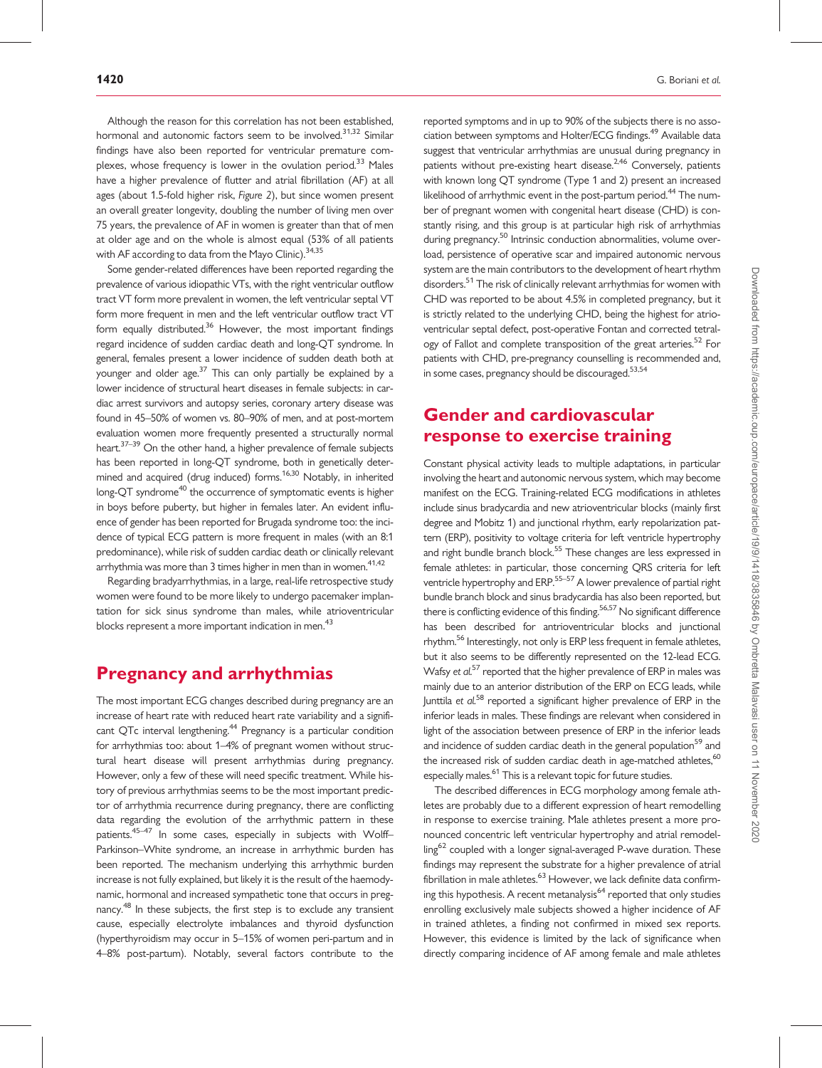Although the reason for this correlation has not been established, hormonal and autonomic factors seem to be involved.[31,32] Similar findings have also been reported for ventricular premature complexes, whose frequency is lower in the ovulation period.[33] Males have a higher prevalence of flutter and atrial fibrillation (AF) at all ages (about 1.5-fold higher risk, *Figure 2*), but since women present an overall greater longevity, doubling the number of living men over 75 years, the prevalence of AF in women is greater than that of men at older age and on the whole is almost equal (53% of all patients with AF according to data from the Mayo Clinic).[34,35]

Some gender-related differences have been reported regarding the prevalence of various idiopathic VTs, with the right ventricular outflow tract VT form more prevalent in women, the left ventricular septal VT form more frequent in men and the left ventricular outflow tract VT form equally distributed.[36] However, the most important findings regard incidence of sudden cardiac death and long-QT syndrome. In general, females present a lower incidence of sudden death both at younger and older age.[37] This can only partially be explained by a lower incidence of structural heart diseases in female subjects: in cardiac arrest survivors and autopsy series, coronary artery disease was found in 45–50% of women vs. 80–90% of men, and at post-mortem evaluation women more frequently presented a structurally normal heart.[37–39] On the other hand, a higher prevalence of female subjects has been reported in long-QT syndrome, both in genetically determined and acquired (drug induced) forms.[16,30] Notably, in inherited long-QT syndrome[40] the occurrence of symptomatic events is higher in boys before puberty, but higher in females later. An evident influence of gender has been reported for Brugada syndrome too: the incidence of typical ECG pattern is more frequent in males (with an 8:1 predominance), while risk of sudden cardiac death or clinically relevant arrhythmia was more than 3 times higher in men than in women.[41,42]

Regarding bradyarrhythmias, in a large, real-life retrospective study women were found to be more likely to undergo pacemaker implantation for sick sinus syndrome than males, while atrioventricular blocks represent a more important indication in men.[43]

## Pregnancy and arrhythmias

The most important ECG changes described during pregnancy are an increase of heart rate with reduced heart rate variability and a significant QTc interval lengthening.[44] Pregnancy is a particular condition for arrhythmias too: about 1–4% of pregnant women without structural heart disease will present arrhythmias during pregnancy. However, only a few of these will need specific treatment. While history of previous arrhythmias seems to be the most important predictor of arrhythmia recurrence during pregnancy, there are conflicting data regarding the evolution of the arrhythmic pattern in these patients.[45–47] In some cases, especially in subjects with Wolff–Parkinson–White syndrome, an increase in arrhythmic burden has been reported. The mechanism underlying this arrhythmic burden increase is not fully explained, but likely it is the result of the haemodynamic, hormonal and increased sympathetic tone that occurs in pregnancy.[48] In these subjects, the first step is to exclude any transient cause, especially electrolyte imbalances and thyroid dysfunction (hyperthyroidism may occur in 5–15% of women peri-partum and in 4–8% post-partum). Notably, several factors contribute to the reported symptoms and in up to 90% of the subjects there is no association between symptoms and Holter/ECG findings.[49] Available data suggest that ventricular arrhythmias are unusual during pregnancy in patients without pre-existing heart disease.[2,46] Conversely, patients with known long QT syndrome (Type 1 and 2) present an increased likelihood of arrhythmic event in the post-partum period.[44] The number of pregnant women with congenital heart disease (CHD) is constantly rising, and this group is at particular high risk of arrhythmias during pregnancy.[50] Intrinsic conduction abnormalities, volume overload, persistence of operative scar and impaired autonomic nervous system are the main contributors to the development of heart rhythm disorders.[51] The risk of clinically relevant arrhythmias for women with CHD was reported to be about 4.5% in completed pregnancy, but it is strictly related to the underlying CHD, being the highest for atrioventricular septal defect, post-operative Fontan and corrected tetralogy of Fallot and complete transposition of the great arteries.[52] For patients with CHD, pre-pregnancy counselling is recommended and, in some cases, pregnancy should be discouraged.[53,54]

## Gender and cardiovascular response to exercise training

Constant physical activity leads to multiple adaptations, in particular involving the heart and autonomic nervous system, which may become manifest on the ECG. Training-related ECG modifications in athletes include sinus bradycardia and new atrioventricular blocks (mainly first degree and Mobitz 1) and junctional rhythm, early repolarization pattern (ERP), positivity to voltage criteria for left ventricle hypertrophy and right bundle branch block.[55] These changes are less expressed in female athletes: in particular, those concerning QRS criteria for left ventricle hypertrophy and ERP.[55–57] A lower prevalence of partial right bundle branch block and sinus bradycardia has also been reported, but there is conflicting evidence of this finding.[56,57] No significant difference has been described for antrioventricular blocks and junctional rhythm.[56] Interestingly, not only is ERP less frequent in female athletes, but it also seems to be differently represented on the 12-lead ECG. Wafsy *et al.*[57] reported that the higher prevalence of ERP in males was mainly due to an anterior distribution of the ERP on ECG leads, while Junttila *et al.*[58] reported a significant higher prevalence of ERP in the inferior leads in males. These findings are relevant when considered in light of the association between presence of ERP in the inferior leads and incidence of sudden cardiac death in the general population[59] and the increased risk of sudden cardiac death in age-matched athletes,[60] especially males.[61] This is a relevant topic for future studies.

The described differences in ECG morphology among female athletes are probably due to a different expression of heart remodelling in response to exercise training. Male athletes present a more pronounced concentric left ventricular hypertrophy and atrial remodelling[62] coupled with a longer signal-averaged P-wave duration. These findings may represent the substrate for a higher prevalence of atrial fibrillation in male athletes.[63] However, we lack definite data confirming this hypothesis. A recent metanalysis[64] reported that only studies enrolling exclusively male subjects showed a higher incidence of AF in trained athletes, a finding not confirmed in mixed sex reports. However, this evidence is limited by the lack of significance when directly comparing incidence of AF among female and male athletes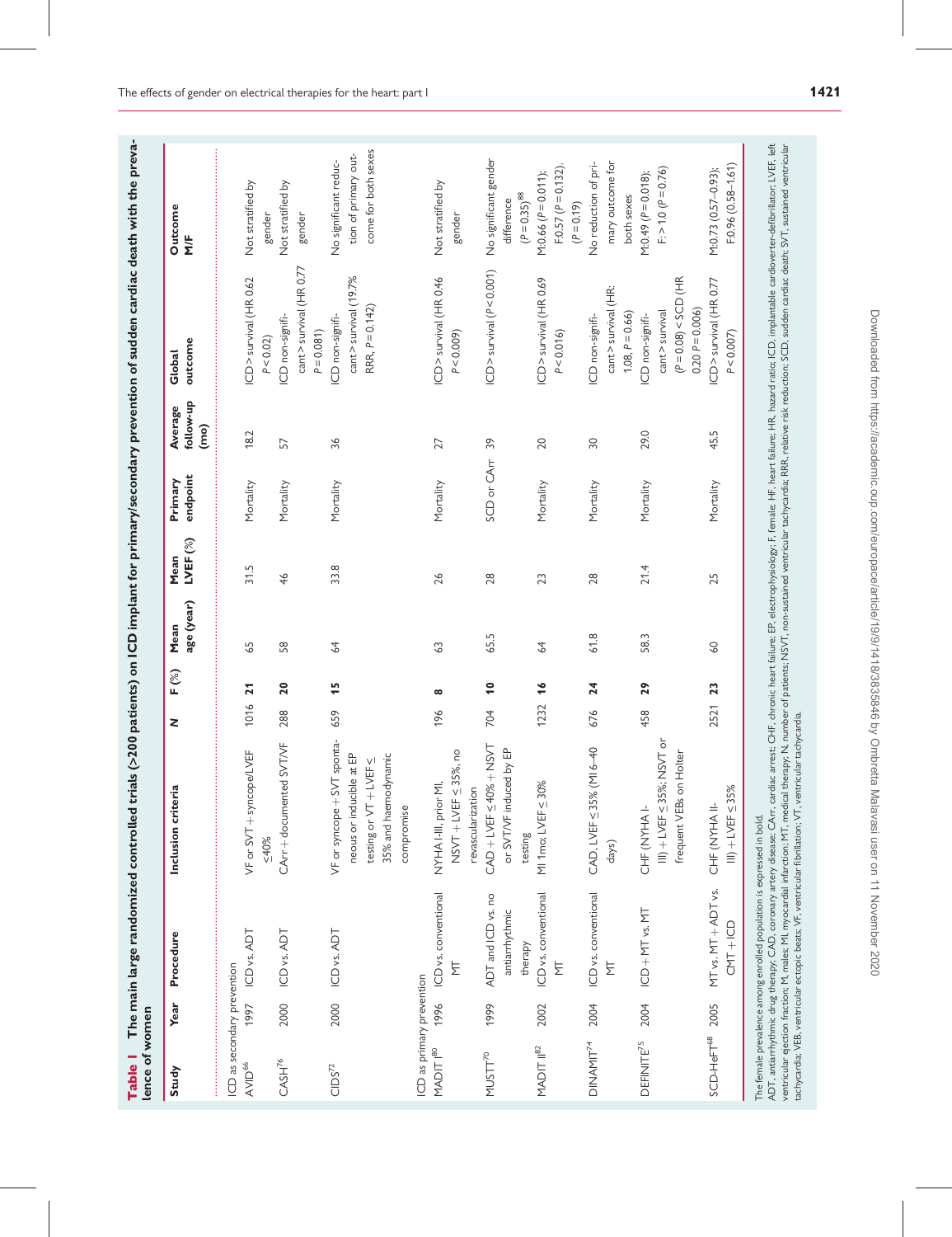**Table 1** The main large randomized controlled trials (>200 patients) on ICD implant for primary/secondary prevention of sudden cardiac death with the prevalence of women

| Study | Year | Procedure | Inclusion criteria | N | F (%) | Mean age (year) | Mean LVEF (%) | Primary endpoint | Average follow-up (mo) | Global outcome | Outcome M/F |
|---|---|---|---|---|---|---|---|---|---|---|---|
| ICD as secondary prevention | | | | | | | | | | | |
| AVID[66] | 1997 | ICD vs. ADT | VF or SVT + syncope/LVEF ≤40% | 1016 | **21** | 65 | 31.5 | Mortality | 18.2 | ICD > survival (HR 0.62 $P < 0.02$) | Not stratified by gender |
| CASH[76] | 2000 | ICD vs. ADT | CArr + documented SVT/VF | 288 | **20** | 58 | 46 | Mortality | 57 | ICD non-significant > survival (HR 0.77 $P = 0.081$) | Not stratified by gender |
| CIDS[72] | 2000 | ICD vs. ADT | VF or syncope + SVT spontaneous or inducible at EP testing or VT + LVEF ≤ 35% and haemodynamic compromise | 659 | **15** | 64 | 33.8 | Mortality | 36 | ICD non-significant > survival (19.7% RRR, $P = 0.142$) | No significant reduction of primary outcome for both sexes |
| ICD as primary prevention | | | | | | | | | | | |
| MADIT I[80] | 1996 | ICD vs. conventional MT | NYHA I-III, prior MI, NSVT + LVEF ≤ 35%, no revascularization | 196 | **8** | 63 | 26 | Mortality | 27 | ICD > survival (HR 0.46 $P < 0.009$) | Not stratified by gender |
| MUSTT[70] | 1999 | ADT and ICD vs. no antiarrhythmic therapy | CAD + LVEF ≤40% + NSVT or SVT/VF induced by EP testing | 704 | **10** | 65.5 | 28 | SCD or CArr | 39 | ICD > survival ($P < 0.001$) | No significant gender difference ($P = 0.35$)[88] |
| MADIT II[82] | 2002 | ICD vs. conventional MT | MI 1mo; LVEF ≤ 30% | 1232 | **16** | 64 | 23 | Mortality | 20 | ICD > survival (HR 0.69 $P < 0.016$) | M:0.66 ($P = 0.011$); F:0.57 ($P = 0.132$). ($P = 0.19$) |
| DINAMIT[74] | 2004 | ICD vs. conventional MT | CAD, LVEF ≤ 35% (MI 6–40 days) | 676 | **24** | 61.8 | 28 | Mortality | 30 | ICD non-significant > survival (HR: 1.08, $P = 0.66$) | No reduction of primary outcome for both sexes |
| DEFINITE[75] | 2004 | ICD + MT vs. MT | CHF (NYHA I-III) + LVEF ≤ 35%; NSVT or frequent VEBs on Holter | 458 | **29** | 58.3 | 21.4 | Mortality | 29.0 | ICD non-significant > survival ($P = 0.08$) < SCD (HR 0.20 $P = 0.006$) | M:0.49 ($P = 0.018$); F: > 1.0 ($P = 0.76$) |
| SCD-HeFT[68] | 2005 | MT vs. MT + ADT vs. CMT + ICD | CHF (NYHA II-III) + LVEF ≤ 35% | 2521 | **23** | 60 | 25 | Mortality | 45.5 | ICD > survival (HR 0.77 $P < 0.007$) | M:0.73 (0.57–0.93); F:0.96 (0.58–1.61) |

The female prevalence among enrolled population is expressed in bold.
ADT, antiarrhythmic drug therapy; CAD, coronary artery disease; CArr, cardiac arrest; CHF, chronic heart failure; EP, electrophysiology; F, female; HF, heart failure; HR, hazard ratio; ICD, implantable cardioverter-defibrillator; LVEF, left ventricular ejection fraction; M, males; MI, myocardial infarction; MT, medical therapy; N, number of patients; NSVT, non-sustained ventricular tachycardia; RRR, relative risk reduction; SCD, sudden cardiac death; SVT, sustained ventricular tachycardia; VEB, ventricular ectopic beats; VF, ventricular fibrillation; VT, ventricular tachycardia.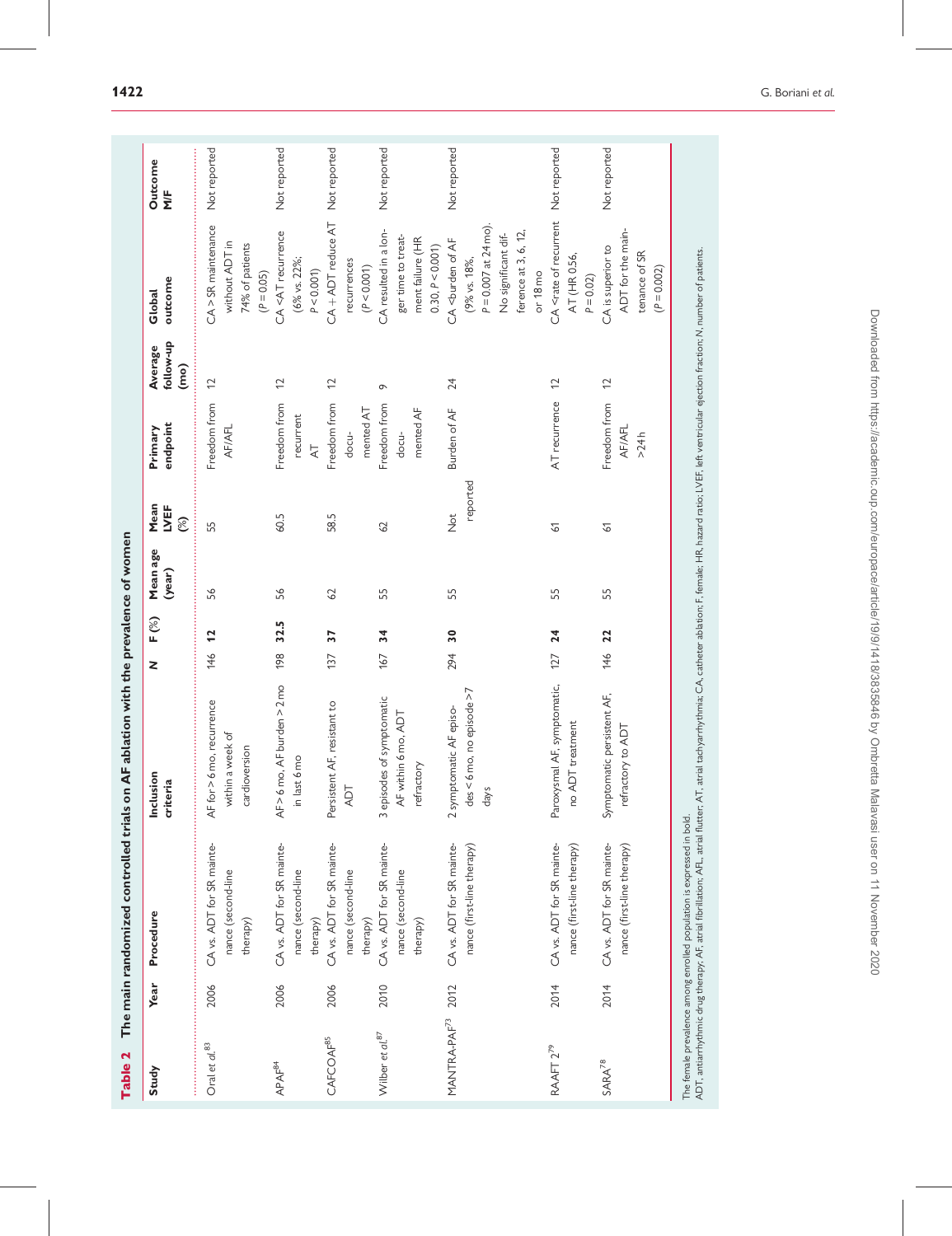**Table 2 The main randomized controlled trials on AF ablation with the prevalence of women**

| Study | Year | Procedure | Inclusion criteria | N | F (%) | Mean age (year) | Mean LVEF (%) | Primary endpoint | Average follow-up (mo) | Global outcome | Outcome M/F |
|---|---|---|---|---|---|---|---|---|---|---|---|
| Oral et al.[83] | 2006 | CA vs. ADT for SR maintenance (second-line therapy) | AF for > 6 mo, recurrence within a week of cardioversion | 146 | **12** | 56 | 55 | Freedom from AF/AFL | 12 | CA > SR maintenance without ADT in 74% of patients ($P = 0.05$) | Not reported |
| APAF[84] | 2006 | CA vs. ADT for SR maintenance (second-line therapy) | AF > 6 mo, AF burden > 2 mo in last 6 mo | 198 | **32.5** | 56 | 60.5 | Freedom from recurrent AT | 12 | CA <AT recurrence (6% vs. 22%; $P < 0.001$) | Not reported |
| CAFCOAF[85] | 2006 | CA vs. ADT for SR maintenance (second-line therapy) | Persistent AF, resistant to ADT | 137 | **37** | 62 | 58.5 | Freedom from documented AT | 12 | CA + ADT reduce AT recurrences ($P < 0.001$) | Not reported |
| Wilber et al.[87] | 2010 | CA vs. ADT for SR maintenance (second-line therapy) | 3 episodes of symptomatic AF within 6 mo, ADT refractory | 167 | **34** | 55 | 62 | Freedom from documented AF | 9 | CA resulted in a longer time to treatment failure (HR 0.30, $P < 0.001$) | Not reported |
| MANTRA-PAF[73] | 2012 | CA vs. ADT for SR maintenance (first-line therapy) | 2 symptomatic AF episodes < 6 mo, no episode >7 days | 294 | **30** | 55 | Not reported | Burden of AF | 24 | CA <burden of AF (9% vs. 18%, $P = 0.007$ at 24 mo). No significant difference at 3, 6, 12, or 18 mo | Not reported |
| RAAFT 2[79] | 2014 | CA vs. ADT for SR maintenance (first-line therapy) | Paroxysmal AF, symptomatic, no ADT treatment | 127 | **24** | 55 | 61 | AT recurrence | 12 | CA <rate of recurrent AT (HR 0.56, $P = 0.02$) | Not reported |
| SARA[78] | 2014 | CA vs. ADT for SR maintenance (first-line therapy) | Symptomatic persistent AF, refractory to ADT | 146 | **22** | 55 | 61 | Freedom from AF/AFL >24 h | 12 | CA is superior to ADT for the maintenance of SR ($P = 0.002$) | Not reported |

The female prevalence among enrolled population is expressed in bold.
ADT, antiarrhythmic drug therapy; AF, atrial fibrillation; AFL, atrial flutter; AT, atrial tachyarrhythmia; CA, catheter ablation; F, female; HR, hazard ratio; LVEF, left ventricular ejection fraction; N, number of patients.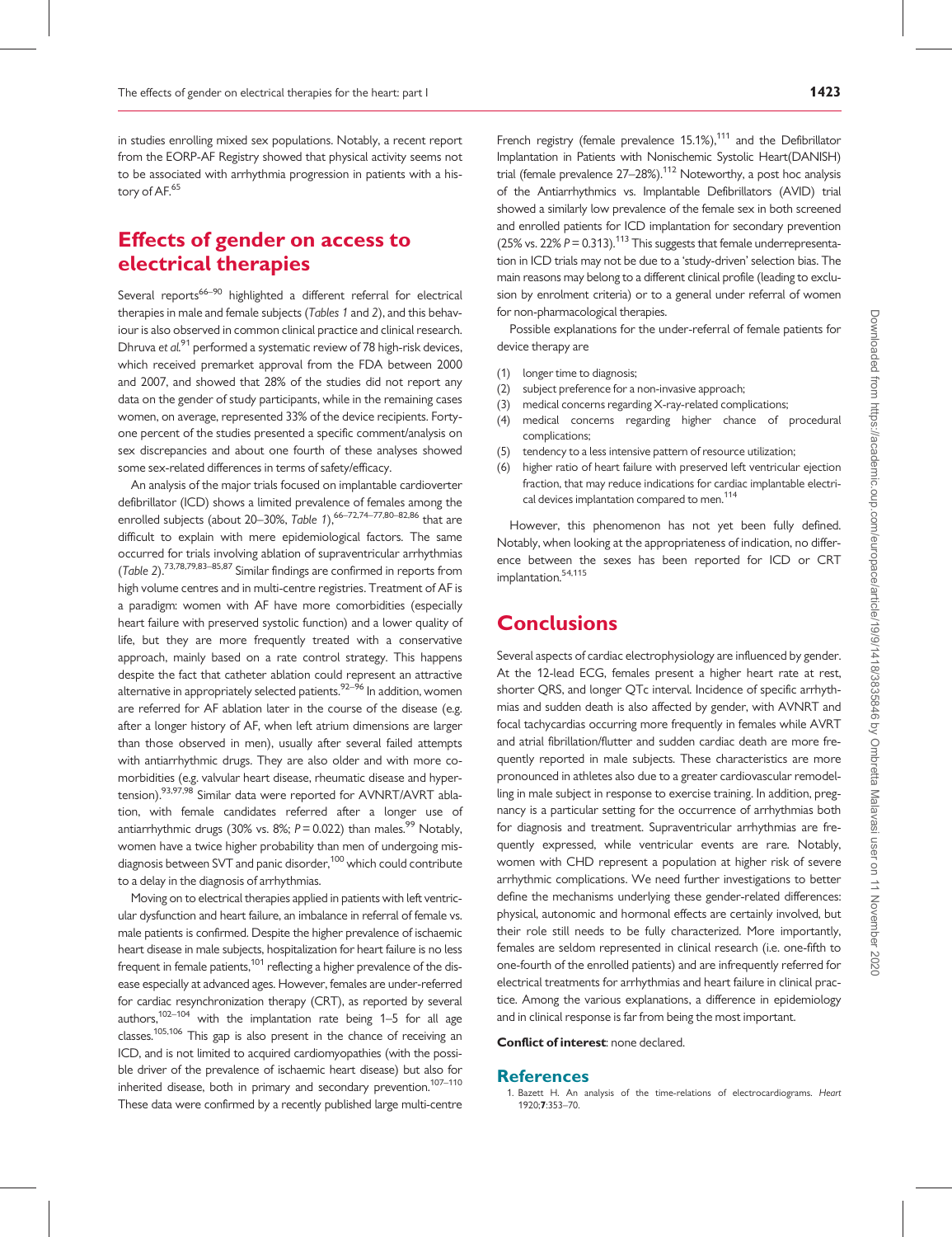in studies enrolling mixed sex populations. Notably, a recent report from the EORP-AF Registry showed that physical activity seems not to be associated with arrhythmia progression in patients with a history of AF.[65]

# Effects of gender on access to electrical therapies

Several reports[66–90] highlighted a different referral for electrical therapies in male and female subjects (*Tables 1* and *2*), and this behaviour is also observed in common clinical practice and clinical research. Dhruva *et al.*[91] performed a systematic review of 78 high-risk devices, which received premarket approval from the FDA between 2000 and 2007, and showed that 28% of the studies did not report any data on the gender of study participants, while in the remaining cases women, on average, represented 33% of the device recipients. Forty-one percent of the studies presented a specific comment/analysis on sex discrepancies and about one fourth of these analyses showed some sex-related differences in terms of safety/efficacy.

An analysis of the major trials focused on implantable cardioverter defibrillator (ICD) shows a limited prevalence of females among the enrolled subjects (about 20–30%, *Table 1*),[66–72,74–77,80–82,86] that are difficult to explain with mere epidemiological factors. The same occurred for trials involving ablation of supraventricular arrhythmias (*Table 2*).[73,78,79,83–85,87] Similar findings are confirmed in reports from high volume centres and in multi-centre registries. Treatment of AF is a paradigm: women with AF have more comorbidities (especially heart failure with preserved systolic function) and a lower quality of life, but they are more frequently treated with a conservative approach, mainly based on a rate control strategy. This happens despite the fact that catheter ablation could represent an attractive alternative in appropriately selected patients.[92–96] In addition, women are referred for AF ablation later in the course of the disease (e.g. after a longer history of AF, when left atrium dimensions are larger than those observed in men), usually after several failed attempts with antiarrhythmic drugs. They are also older and with more co-morbidities (e.g. valvular heart disease, rheumatic disease and hypertension).[93,97,98] Similar data were reported for AVNRT/AVRT ablation, with female candidates referred after a longer use of antiarrhythmic drugs (30% vs. 8%; $P = 0.022$) than males.[99] Notably, women have a twice higher probability than men of undergoing misdiagnosis between SVT and panic disorder,[100] which could contribute to a delay in the diagnosis of arrhythmias.

Moving on to electrical therapies applied in patients with left ventricular dysfunction and heart failure, an imbalance in referral of female vs. male patients is confirmed. Despite the higher prevalence of ischaemic heart disease in male subjects, hospitalization for heart failure is no less frequent in female patients,[101] reflecting a higher prevalence of the disease especially at advanced ages. However, females are under-referred for cardiac resynchronization therapy (CRT), as reported by several authors,[102–104] with the implantation rate being 1–5 for all age classes.[105,106] This gap is also present in the chance of receiving an ICD, and is not limited to acquired cardiomyopathies (with the possible driver of the prevalence of ischaemic heart disease) but also for inherited disease, both in primary and secondary prevention.[107–110] These data were confirmed by a recently published large multi-centre French registry (female prevalence 15.1%),[111] and the Defibrillator Implantation in Patients with Nonischemic Systolic Heart(DANISH) trial (female prevalence 27–28%).[112] Noteworthy, a post hoc analysis of the Antiarrhythmics vs. Implantable Defibrillators (AVID) trial showed a similarly low prevalence of the female sex in both screened and enrolled patients for ICD implantation for secondary prevention (25% vs. 22% $P = 0.313$).[113] This suggests that female underrepresentation in ICD trials may not be due to a 'study-driven' selection bias. The main reasons may belong to a different clinical profile (leading to exclusion by enrolment criteria) or to a general under referral of women for non-pharmacological therapies.

Possible explanations for the under-referral of female patients for device therapy are

(1) longer time to diagnosis;
(2) subject preference for a non-invasive approach;
(3) medical concerns regarding X-ray-related complications;
(4) medical concerns regarding higher chance of procedural complications;
(5) tendency to a less intensive pattern of resource utilization;
(6) higher ratio of heart failure with preserved left ventricular ejection fraction, that may reduce indications for cardiac implantable electrical devices implantation compared to men.[114]

However, this phenomenon has not yet been fully defined. Notably, when looking at the appropriateness of indication, no difference between the sexes has been reported for ICD or CRT implantation.[54,115]

# Conclusions

Several aspects of cardiac electrophysiology are influenced by gender. At the 12-lead ECG, females present a higher heart rate at rest, shorter QRS, and longer QTc interval. Incidence of specific arrhythmias and sudden death is also affected by gender, with AVNRT and focal tachycardias occurring more frequently in females while AVRT and atrial fibrillation/flutter and sudden cardiac death are more frequently reported in male subjects. These characteristics are more pronounced in athletes also due to a greater cardiovascular remodelling in male subject in response to exercise training. In addition, pregnancy is a particular setting for the occurrence of arrhythmias both for diagnosis and treatment. Supraventricular arrhythmias are frequently expressed, while ventricular events are rare. Notably, women with CHD represent a population at higher risk of severe arrhythmic complications. We need further investigations to better define the mechanisms underlying these gender-related differences: physical, autonomic and hormonal effects are certainly involved, but their role still needs to be fully characterized. More importantly, females are seldom represented in clinical research (i.e. one-fifth to one-fourth of the enrolled patients) and are infrequently referred for electrical treatments for arrhythmias and heart failure in clinical practice. Among the various explanations, a difference in epidemiology and in clinical response is far from being the most important.

**Conflict of interest**: none declared.

## References

1. Bazett H. An analysis of the time-relations of electrocardiograms. *Heart* 1920;**7**:353–70.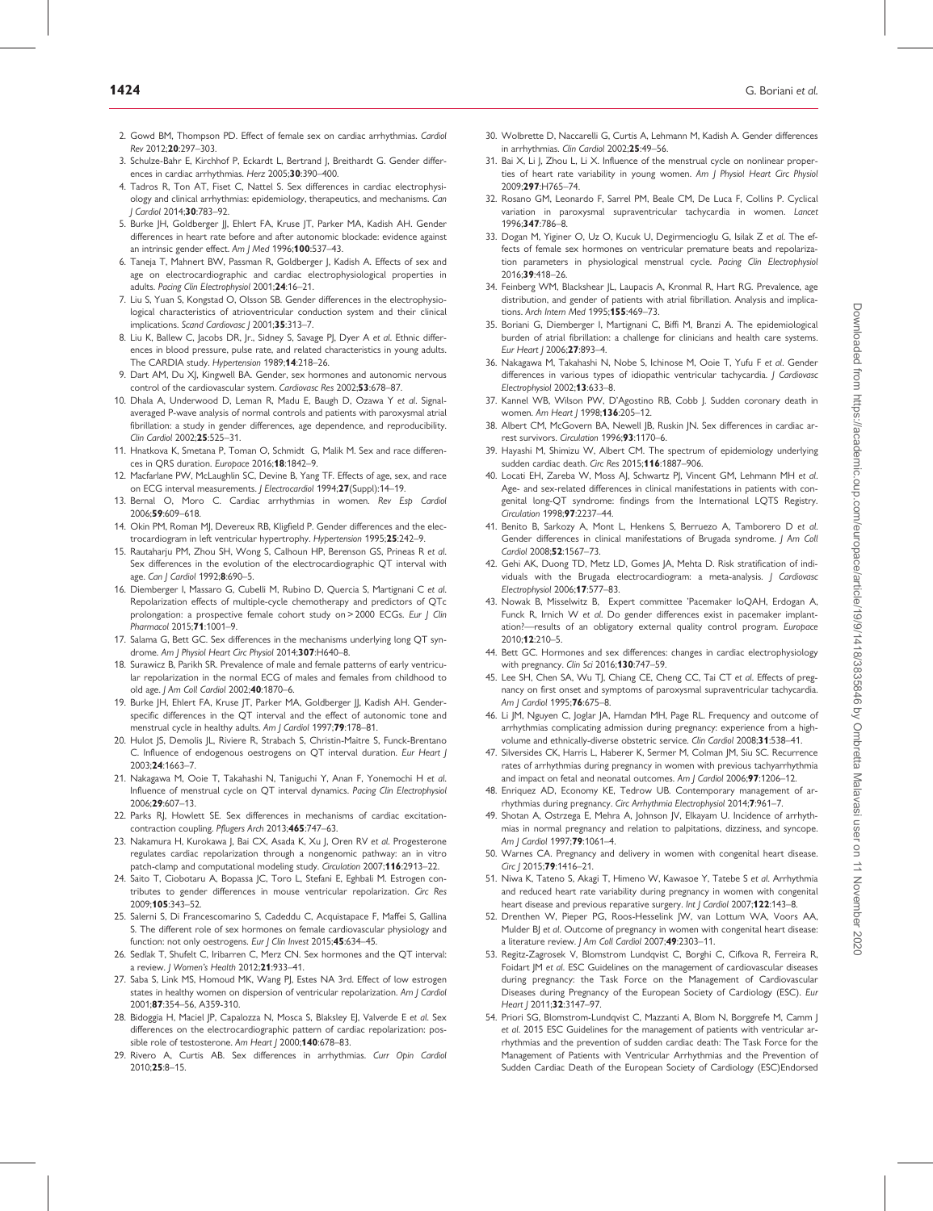2. Gowd BM, Thompson PD. Effect of female sex on cardiac arrhythmias. *Cardiol Rev* 2012;**20**:297–303.
3. Schulze-Bahr E, Kirchhof P, Eckardt L, Bertrand J, Breithardt G. Gender differences in cardiac arrhythmias. *Herz* 2005;**30**:390–400.
4. Tadros R, Ton AT, Fiset C, Nattel S. Sex differences in cardiac electrophysiology and clinical arrhythmias: epidemiology, therapeutics, and mechanisms. *Can J Cardiol* 2014;**30**:783–92.
5. Burke JH, Goldberger JJ, Ehlert FA, Kruse JT, Parker MA, Kadish AH. Gender differences in heart rate before and after autonomic blockade: evidence against an intrinsic gender effect. *Am J Med* 1996;**100**:537–43.
6. Taneja T, Mahnert BW, Passman R, Goldberger J, Kadish A. Effects of sex and age on electrocardiographic and cardiac electrophysiological properties in adults. *Pacing Clin Electrophysiol* 2001;**24**:16–21.
7. Liu S, Yuan S, Kongstad O, Olsson SB. Gender differences in the electrophysiological characteristics of atrioventricular conduction system and their clinical implications. *Scand Cardiovasc J* 2001;**35**:313–7.
8. Liu K, Ballew C, Jacobs DR, Jr., Sidney S, Savage PJ, Dyer A *et al*. Ethnic differences in blood pressure, pulse rate, and related characteristics in young adults. The CARDIA study. *Hypertension* 1989;**14**:218–26.
9. Dart AM, Du XJ, Kingwell BA. Gender, sex hormones and autonomic nervous control of the cardiovascular system. *Cardiovasc Res* 2002;**53**:678–87.
10. Dhala A, Underwood D, Leman R, Madu E, Baugh D, Ozawa Y *et al*. Signal-averaged P-wave analysis of normal controls and patients with paroxysmal atrial fibrillation: a study in gender differences, age dependence, and reproducibility. *Clin Cardiol* 2002;**25**:525–31.
11. Hnatkova K, Smetana P, Toman O, Schmidt G, Malik M. Sex and race differences in QRS duration. *Europace* 2016;**18**:1842–9.
12. Macfarlane PW, McLaughlin SC, Devine B, Yang TF. Effects of age, sex, and race on ECG interval measurements. *J Electrocardiol* 1994;**27**(Suppl):14–19.
13. Bernal O, Moro C. Cardiac arrhythmias in women. *Rev Esp Cardiol* 2006;**59**:609–618.
14. Okin PM, Roman MJ, Devereux RB, Kligfield P. Gender differences and the electrocardiogram in left ventricular hypertrophy. *Hypertension* 1995;**25**:242–9.
15. Rautaharju PM, Zhou SH, Wong S, Calhoun HP, Berenson GS, Prineas R *et al*. Sex differences in the evolution of the electrocardiographic QT interval with age. *Can J Cardiol* 1992;**8**:690–5.
16. Diemberger I, Massaro G, Cubelli M, Rubino D, Quercia S, Martignani C *et al*. Repolarization effects of multiple-cycle chemotherapy and predictors of QTc prolongation: a prospective female cohort study on > 2000 ECGs. *Eur J Clin Pharmacol* 2015;**71**:1001–9.
17. Salama G, Bett GC. Sex differences in the mechanisms underlying long QT syndrome. *Am J Physiol Heart Circ Physiol* 2014;**307**:H640–8.
18. Surawicz B, Parikh SR. Prevalence of male and female patterns of early ventricular repolarization in the normal ECG of males and females from childhood to old age. *J Am Coll Cardiol* 2002;**40**:1870–6.
19. Burke JH, Ehlert FA, Kruse JT, Parker MA, Goldberger JJ, Kadish AH. Gender-specific differences in the QT interval and the effect of autonomic tone and menstrual cycle in healthy adults. *Am J Cardiol* 1997;**79**:178–81.
20. Hulot JS, Demolis JL, Riviere R, Strabach S, Christin-Maitre S, Funck-Brentano C. Influence of endogenous oestrogens on QT interval duration. *Eur Heart J* 2003;**24**:1663–7.
21. Nakagawa M, Ooie T, Takahashi N, Taniguchi Y, Anan F, Yonemochi H *et al*. Influence of menstrual cycle on QT interval dynamics. *Pacing Clin Electrophysiol* 2006;**29**:607–13.
22. Parks RJ, Howlett SE. Sex differences in mechanisms of cardiac excitation-contraction coupling. *Pflugers Arch* 2013;**465**:747–63.
23. Nakamura H, Kurokawa J, Bai CX, Asada K, Xu J, Oren RV *et al*. Progesterone regulates cardiac repolarization through a nongenomic pathway: an in vitro patch-clamp and computational modeling study. *Circulation* 2007;**116**:2913–22.
24. Saito T, Ciobotaru A, Bopassa JC, Toro L, Stefani E, Eghbali M. Estrogen contributes to gender differences in mouse ventricular repolarization. *Circ Res* 2009;**105**:343–52.
25. Salerni S, Di Francescomarino S, Cadeddu C, Acquistapace F, Maffei S, Gallina S. The different role of sex hormones on female cardiovascular physiology and function: not only oestrogens. *Eur J Clin Invest* 2015;**45**:634–45.
26. Sedlak T, Shufelt C, Iribarren C, Merz CN. Sex hormones and the QT interval: a review. *J Women's Health* 2012;**21**:933–41.
27. Saba S, Link MS, Homoud MK, Wang PJ, Estes NA 3rd. Effect of low estrogen states in healthy women on dispersion of ventricular repolarization. *Am J Cardiol* 2001;**87**:354–56, A359-310.
28. Bidoggia H, Maciel JP, Capalozza N, Mosca S, Blaksley EJ, Valverde E *et al*. Sex differences on the electrocardiographic pattern of cardiac repolarization: possible role of testosterone. *Am Heart J* 2000;**140**:678–83.
29. Rivero A, Curtis AB. Sex differences in arrhythmias. *Curr Opin Cardiol* 2010;**25**:8–15.
30. Wolbrette D, Naccarelli G, Curtis A, Lehmann M, Kadish A. Gender differences in arrhythmias. *Clin Cardiol* 2002;**25**:49–56.
31. Bai X, Li J, Zhou L, Li X. Influence of the menstrual cycle on nonlinear properties of heart rate variability in young women. *Am J Physiol Heart Circ Physiol* 2009;**297**:H765–74.
32. Rosano GM, Leonardo F, Sarrel PM, Beale CM, De Luca F, Collins P. Cyclical variation in paroxysmal supraventricular tachycardia in women. *Lancet* 1996;**347**:786–8.
33. Dogan M, Yiginer O, Uz O, Kucuk U, Degirmencioglu G, Isilak Z *et al*. The effects of female sex hormones on ventricular premature beats and repolarization parameters in physiological menstrual cycle. *Pacing Clin Electrophysiol* 2016;**39**:418–26.
34. Feinberg WM, Blackshear JL, Laupacis A, Kronmal R, Hart RG. Prevalence, age distribution, and gender of patients with atrial fibrillation. Analysis and implications. *Arch Intern Med* 1995;**155**:469–73.
35. Boriani G, Diemberger I, Martignani C, Biffi M, Branzi A. The epidemiological burden of atrial fibrillation: a challenge for clinicians and health care systems. *Eur Heart J* 2006;**27**:893–4.
36. Nakagawa M, Takahashi N, Nobe S, Ichinose M, Ooie T, Yufu F *et al*. Gender differences in various types of idiopathic ventricular tachycardia. *J Cardiovasc Electrophysiol* 2002;**13**:633–8.
37. Kannel WB, Wilson PW, D'Agostino RB, Cobb J. Sudden coronary death in women. *Am Heart J* 1998;**136**:205–12.
38. Albert CM, McGovern BA, Newell JB, Ruskin JN. Sex differences in cardiac arrest survivors. *Circulation* 1996;**93**:1170–6.
39. Hayashi M, Shimizu W, Albert CM. The spectrum of epidemiology underlying sudden cardiac death. *Circ Res* 2015;**116**:1887–906.
40. Locati EH, Zareba W, Moss AJ, Schwartz PJ, Vincent GM, Lehmann MH *et al*. Age- and sex-related differences in clinical manifestations in patients with congenital long-QT syndrome: findings from the International LQTS Registry. *Circulation* 1998;**97**:2237–44.
41. Benito B, Sarkozy A, Mont L, Henkens S, Berruezo A, Tamborero D *et al*. Gender differences in clinical manifestations of Brugada syndrome. *J Am Coll Cardiol* 2008;**52**:1567–73.
42. Gehi AK, Duong TD, Metz LD, Gomes JA, Mehta D. Risk stratification of individuals with the Brugada electrocardiogram: a meta-analysis. *J Cardiovasc Electrophysiol* 2006;**17**:577–83.
43. Nowak B, Misselwitz B, Expert committee 'Pacemaker IoQAH, Erdogan A, Funck R, Irnich W *et al*. Do gender differences exist in pacemaker implantation?—results of an obligatory external quality control program. *Europace* 2010;**12**:210–5.
44. Bett GC. Hormones and sex differences: changes in cardiac electrophysiology with pregnancy. *Clin Sci* 2016;**130**:747–59.
45. Lee SH, Chen SA, Wu TJ, Chiang CE, Cheng CC, Tai CT *et al*. Effects of pregnancy on first onset and symptoms of paroxysmal supraventricular tachycardia. *Am J Cardiol* 1995;**76**:675–8.
46. Li JM, Nguyen C, Joglar JA, Hamdan MH, Page RL. Frequency and outcome of arrhythmias complicating admission during pregnancy: experience from a high-volume and ethnically-diverse obstetric service. *Clin Cardiol* 2008;**31**:538–41.
47. Silversides CK, Harris L, Haberer K, Sermer M, Colman JM, Siu SC. Recurrence rates of arrhythmias during pregnancy in women with previous tachyarrhythmia and impact on fetal and neonatal outcomes. *Am J Cardiol* 2006;**97**:1206–12.
48. Enriquez AD, Economy KE, Tedrow UB. Contemporary management of arrhythmias during pregnancy. *Circ Arrhythmia Electrophysiol* 2014;**7**:961–7.
49. Shotan A, Ostrzega E, Mehra A, Johnson JV, Elkayam U. Incidence of arrhythmias in normal pregnancy and relation to palpitations, dizziness, and syncope. *Am J Cardiol* 1997;**79**:1061–4.
50. Warnes CA. Pregnancy and delivery in women with congenital heart disease. *Circ J* 2015;**79**:1416–21.
51. Niwa K, Tateno S, Akagi T, Himeno W, Kawasoe Y, Tatebe S *et al*. Arrhythmia and reduced heart rate variability during pregnancy in women with congenital heart disease and previous reparative surgery. *Int J Cardiol* 2007;**122**:143–8.
52. Drenthen W, Pieper PG, Roos-Hesselink JW, van Lottum WA, Voors AA, Mulder BJ *et al*. Outcome of pregnancy in women with congenital heart disease: a literature review. *J Am Coll Cardiol* 2007;**49**:2303–11.
53. Regitz-Zagrosek V, Blomstrom Lundqvist C, Borghi C, Cifkova R, Ferreira R, Foidart JM *et al*. ESC Guidelines on the management of cardiovascular diseases during pregnancy: the Task Force on the Management of Cardiovascular Diseases during Pregnancy of the European Society of Cardiology (ESC). *Eur Heart J* 2011;**32**:3147–97.
54. Priori SG, Blomstrom-Lundqvist C, Mazzanti A, Blom N, Borggrefe M, Camm J *et al*. 2015 ESC Guidelines for the management of patients with ventricular arrhythmias and the prevention of sudden cardiac death: The Task Force for the Management of Patients with Ventricular Arrhythmias and the Prevention of Sudden Cardiac Death of the European Society of Cardiology (ESC)Endorsed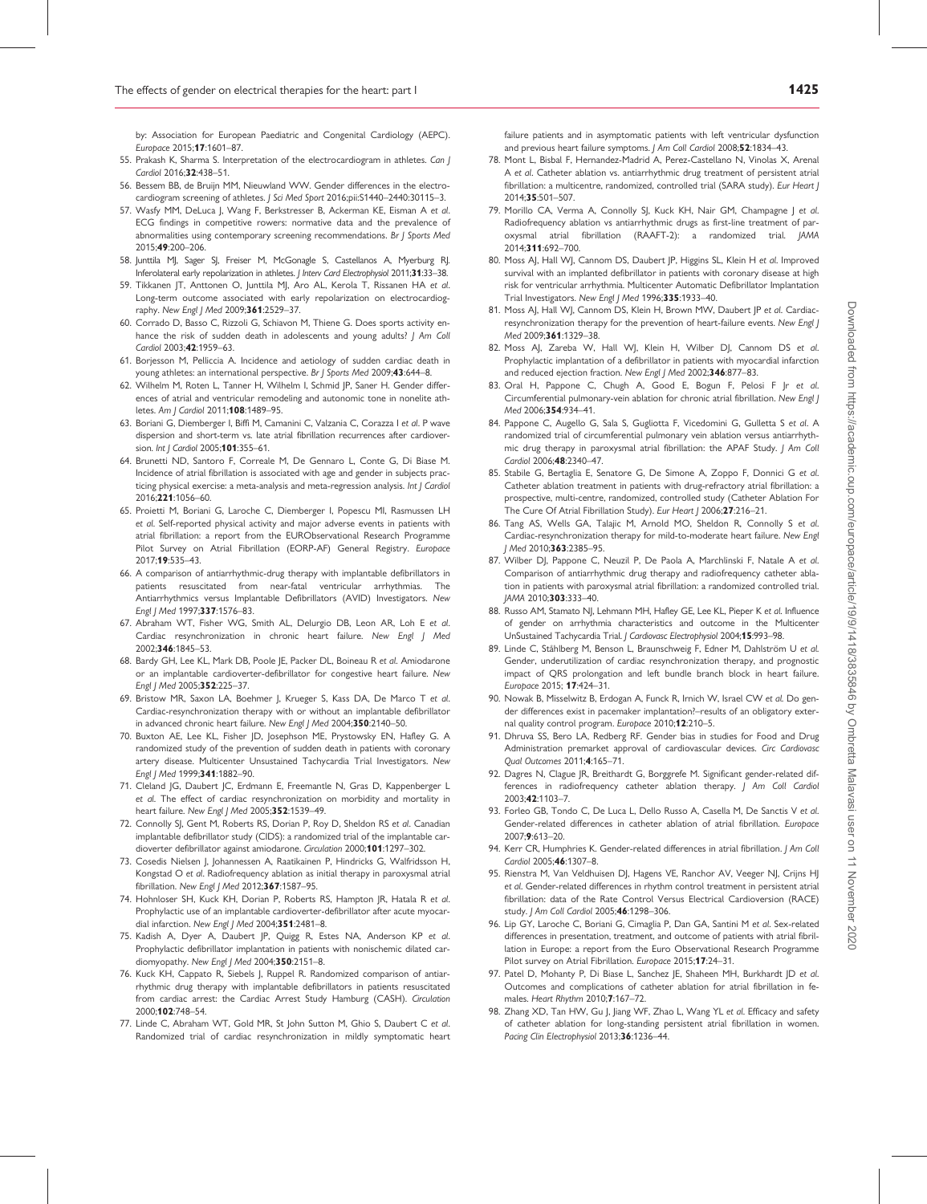by: Association for European Paediatric and Congenital Cardiology (AEPC). *Europace* 2015;**17**:1601–87.

55. Prakash K, Sharma S. Interpretation of the electrocardiogram in athletes. *Can J Cardiol* 2016;**32**:438–51.
56. Bessem BB, de Bruijn MM, Nieuwland WW. Gender differences in the electrocardiogram screening of athletes. *J Sci Med Sport* 2016;pii:S1440–2440:30115–3.
57. Wasfy MM, DeLuca J, Wang F, Berkstresser B, Ackerman KE, Eisman A *et al.* ECG findings in competitive rowers: normative data and the prevalence of abnormalities using contemporary screening recommendations. *Br J Sports Med* 2015;**49**:200–206.
58. Junttila MJ, Sager SJ, Freiser M, McGonagle S, Castellanos A, Myerburg RJ. Inferolateral early repolarization in athletes. *J Interv Card Electrophysiol* 2011;**31**:33–38.
59. Tikkanen JT, Anttonen O, Junttila MJ, Aro AL, Kerola T, Rissanen HA *et al.* Long-term outcome associated with early repolarization on electrocardiography. *New Engl J Med* 2009;**361**:2529–37.
60. Corrado D, Basso C, Rizzoli G, Schiavon M, Thiene G. Does sports activity enhance the risk of sudden death in adolescents and young adults? *J Am Coll Cardiol* 2003;**42**:1959–63.
61. Borjesson M, Pelliccia A. Incidence and aetiology of sudden cardiac death in young athletes: an international perspective. *Br J Sports Med* 2009;**43**:644–8.
62. Wilhelm M, Roten L, Tanner H, Wilhelm I, Schmid JP, Saner H. Gender differences of atrial and ventricular remodeling and autonomic tone in nonelite athletes. *Am J Cardiol* 2011;**108**:1489–95.
63. Boriani G, Diemberger I, Biffi M, Camanini C, Valzania C, Corazza I *et al.* P wave dispersion and short-term vs. late atrial fibrillation recurrences after cardioversion. *Int J Cardiol* 2005;**101**:355–61.
64. Brunetti ND, Santoro F, Correale M, De Gennaro L, Conte G, Di Biase M. Incidence of atrial fibrillation is associated with age and gender in subjects practicing physical exercise: a meta-analysis and meta-regression analysis. *Int J Cardiol* 2016;**221**:1056–60.
65. Proietti M, Boriani G, Laroche C, Diemberger I, Popescu MI, Rasmussen LH *et al.* Self-reported physical activity and major adverse events in patients with atrial fibrillation: a report from the EURObservational Research Programme Pilot Survey on Atrial Fibrillation (EORP-AF) General Registry. *Europace* 2017;**19**:535–43.
66. A comparison of antiarrhythmic-drug therapy with implantable defibrillators in patients resuscitated from near-fatal ventricular arrhythmias. The Antiarrhythmics versus Implantable Defibrillators (AVID) Investigators. *New Engl J Med* 1997;**337**:1576–83.
67. Abraham WT, Fisher WG, Smith AL, Delurgio DB, Leon AR, Loh E *et al.* Cardiac resynchronization in chronic heart failure. *New Engl J Med* 2002;**346**:1845–53.
68. Bardy GH, Lee KL, Mark DB, Poole JE, Packer DL, Boineau R *et al.* Amiodarone or an implantable cardioverter-defibrillator for congestive heart failure. *New Engl J Med* 2005;**352**:225–37.
69. Bristow MR, Saxon LA, Boehmer J, Krueger S, Kass DA, De Marco T *et al.* Cardiac-resynchronization therapy with or without an implantable defibrillator in advanced chronic heart failure. *New Engl J Med* 2004;**350**:2140–50.
70. Buxton AE, Lee KL, Fisher JD, Josephson ME, Prystowsky EN, Hafley G. A randomized study of the prevention of sudden death in patients with coronary artery disease. Multicenter Unsustained Tachycardia Trial Investigators. *New Engl J Med* 1999;**341**:1882–90.
71. Cleland JG, Daubert JC, Erdmann E, Freemantle N, Gras D, Kappenberger L *et al.* The effect of cardiac resynchronization on morbidity and mortality in heart failure. *New Engl J Med* 2005;**352**:1539–49.
72. Connolly SJ, Gent M, Roberts RS, Dorian P, Roy D, Sheldon RS *et al.* Canadian implantable defibrillator study (CIDS): a randomized trial of the implantable cardioverter defibrillator against amiodarone. *Circulation* 2000;**101**:1297–302.
73. Cosedis Nielsen J, Johannessen A, Raatikainen P, Hindricks G, Walfridsson H, Kongstad O *et al.* Radiofrequency ablation as initial therapy in paroxysmal atrial fibrillation. *New Engl J Med* 2012;**367**:1587–95.
74. Hohnloser SH, Kuck KH, Dorian P, Roberts RS, Hampton JR, Hatala R *et al.* Prophylactic use of an implantable cardioverter-defibrillator after acute myocardial infarction. *New Engl J Med* 2004;**351**:2481–8.
75. Kadish A, Dyer A, Daubert JP, Quigg R, Estes NA, Anderson KP *et al.* Prophylactic defibrillator implantation in patients with nonischemic dilated cardiomyopathy. *New Engl J Med* 2004;**350**:2151–8.
76. Kuck KH, Cappato R, Siebels J, Ruppel R. Randomized comparison of antiarrhythmic drug therapy with implantable defibrillators in patients resuscitated from cardiac arrest: the Cardiac Arrest Study Hamburg (CASH). *Circulation* 2000;**102**:748–54.
77. Linde C, Abraham WT, Gold MR, St John Sutton M, Ghio S, Daubert C *et al.* Randomized trial of cardiac resynchronization in mildly symptomatic heart failure patients and in asymptomatic patients with left ventricular dysfunction and previous heart failure symptoms. *J Am Coll Cardiol* 2008;**52**:1834–43.
78. Mont L, Bisbal F, Hernandez-Madrid A, Perez-Castellano N, Vinolas X, Arenal A *et al.* Catheter ablation vs. antiarrhythmic drug treatment of persistent atrial fibrillation: a multicentre, randomized, controlled trial (SARA study). *Eur Heart J* 2014;**35**:501–507.
79. Morillo CA, Verma A, Connolly SJ, Kuck KH, Nair GM, Champagne J *et al.* Radiofrequency ablation vs antiarrhythmic drugs as first-line treatment of paroxysmal atrial fibrillation (RAAFT-2): a randomized trial. *JAMA* 2014;**311**:692–700.
80. Moss AJ, Hall WJ, Cannom DS, Daubert JP, Higgins SL, Klein H *et al.* Improved survival with an implanted defibrillator in patients with coronary disease at high risk for ventricular arrhythmia. Multicenter Automatic Defibrillator Implantation Trial Investigators. *New Engl J Med* 1996;**335**:1933–40.
81. Moss AJ, Hall WJ, Cannom DS, Klein H, Brown MW, Daubert JP *et al.* Cardiac-resynchronization therapy for the prevention of heart-failure events. *New Engl J Med* 2009;**361**:1329–38.
82. Moss AJ, Zareba W, Hall WJ, Klein H, Wilber DJ, Cannom DS *et al.* Prophylactic implantation of a defibrillator in patients with myocardial infarction and reduced ejection fraction. *New Engl J Med* 2002;**346**:877–83.
83. Oral H, Pappone C, Chugh A, Good E, Bogun F, Pelosi F Jr *et al.* Circumferential pulmonary-vein ablation for chronic atrial fibrillation. *New Engl J Med* 2006;**354**:934–41.
84. Pappone C, Augello G, Sala S, Gugliotta F, Vicedomini G, Gulletta S *et al.* A randomized trial of circumferential pulmonary vein ablation versus antiarrhythmic drug therapy in paroxysmal atrial fibrillation: the APAF Study. *J Am Coll Cardiol* 2006;**48**:2340–47.
85. Stabile G, Bertaglia E, Senatore G, De Simone A, Zoppo F, Donnici G *et al.* Catheter ablation treatment in patients with drug-refractory atrial fibrillation: a prospective, multi-centre, randomized, controlled study (Catheter Ablation For The Cure Of Atrial Fibrillation Study). *Eur Heart J* 2006;**27**:216–21.
86. Tang AS, Wells GA, Talajic M, Arnold MO, Sheldon R, Connolly S *et al.* Cardiac-resynchronization therapy for mild-to-moderate heart failure. *New Engl J Med* 2010;**363**:2385–95.
87. Wilber DJ, Pappone C, Neuzil P, De Paola A, Marchlinski F, Natale A *et al.* Comparison of antiarrhythmic drug therapy and radiofrequency catheter ablation in patients with paroxysmal atrial fibrillation: a randomized controlled trial. *JAMA* 2010;**303**:333–40.
88. Russo AM, Stamato NJ, Lehmann MH, Hafley GE, Lee KL, Pieper K *et al.* Influence of gender on arrhythmia characteristics and outcome in the Multicenter UnSustained Tachycardia Trial. *J Cardiovasc Electrophysiol* 2004;**15**:993–98.
89. Linde C, Ståhlberg M, Benson L, Braunschweig F, Edner M, Dahlström U *et al.* Gender, underutilization of cardiac resynchronization therapy, and prognostic impact of QRS prolongation and left bundle branch block in heart failure. *Europace* 2015; **17**:424–31.
90. Nowak B, Misselwitz B, Erdogan A, Funck R, Irnich W, Israel CW *et al.* Do gender differences exist in pacemaker implantation?–results of an obligatory external quality control program. *Europace* 2010;**12**:210–5.
91. Dhruva SS, Bero LA, Redberg RF. Gender bias in studies for Food and Drug Administration premarket approval of cardiovascular devices. *Circ Cardiovasc Qual Outcomes* 2011;**4**:165–71.
92. Dagres N, Clague JR, Breithardt G, Borggrefe M. Significant gender-related differences in radiofrequency catheter ablation therapy. *J Am Coll Cardiol* 2003;**42**:1103–7.
93. Forleo GB, Tondo C, De Luca L, Dello Russo A, Casella M, De Sanctis V *et al.* Gender-related differences in catheter ablation of atrial fibrillation. *Europace* 2007;**9**:613–20.
94. Kerr CR, Humphries K. Gender-related differences in atrial fibrillation. *J Am Coll Cardiol* 2005;**46**:1307–8.
95. Rienstra M, Van Veldhuisen DJ, Hagens VE, Ranchor AV, Veeger NJ, Crijns HJ *et al.* Gender-related differences in rhythm control treatment in persistent atrial fibrillation: data of the Rate Control Versus Electrical Cardioversion (RACE) study. *J Am Coll Cardiol* 2005;**46**:1298–306.
96. Lip GY, Laroche C, Boriani G, Cimaglia P, Dan GA, Santini M *et al.* Sex-related differences in presentation, treatment, and outcome of patients with atrial fibrillation in Europe: a report from the Euro Observational Research Programme Pilot survey on Atrial Fibrillation. *Europace* 2015;**17**:24–31.
97. Patel D, Mohanty P, Di Biase L, Sanchez JE, Shaheen MH, Burkhardt JD *et al.* Outcomes and complications of catheter ablation for atrial fibrillation in females. *Heart Rhythm* 2010;**7**:167–72.
98. Zhang XD, Tan HW, Gu J, Jiang WF, Zhao L, Wang YL *et al.* Efficacy and safety of catheter ablation for long-standing persistent atrial fibrillation in women. *Pacing Clin Electrophysiol* 2013;**36**:1236–44.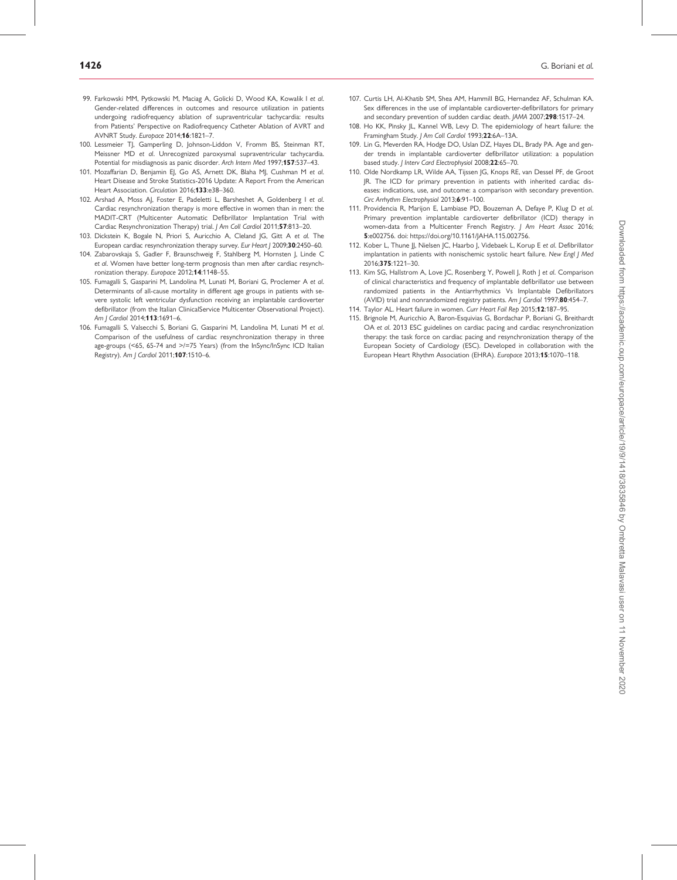99. Farkowski MM, Pytkowski M, Maciag A, Golicki D, Wood KA, Kowalik I *et al*. Gender-related differences in outcomes and resource utilization in patients undergoing radiofrequency ablation of supraventricular tachycardia: results from Patients' Perspective on Radiofrequency Catheter Ablation of AVRT and AVNRT Study. *Europace* 2014;**16**:1821–7.
100. Lessmeier TJ, Gamperling D, Johnson-Liddon V, Fromm BS, Steinman RT, Meissner MD *et al*. Unrecognized paroxysmal supraventricular tachycardia. Potential for misdiagnosis as panic disorder. *Arch Intern Med* 1997;**157**:537–43.
101. Mozaffarian D, Benjamin EJ, Go AS, Arnett DK, Blaha MJ, Cushman M *et al*. Heart Disease and Stroke Statistics-2016 Update: A Report From the American Heart Association. *Circulation* 2016;**133**:e38–360.
102. Arshad A, Moss AJ, Foster E, Padeletti L, Barsheshet A, Goldenberg I *et al*. Cardiac resynchronization therapy is more effective in women than in men: the MADIT-CRT (Multicenter Automatic Defibrillator Implantation Trial with Cardiac Resynchronization Therapy) trial. *J Am Coll Cardiol* 2011;**57**:813–20.
103. Dickstein K, Bogale N, Priori S, Auricchio A, Cleland JG, Gitt A *et al*. The European cardiac resynchronization therapy survey. *Eur Heart J* 2009;**30**:2450–60.
104. Zabarovskaja S, Gadler F, Braunschweig F, Stahlberg M, Hornsten J, Linde C *et al*. Women have better long-term prognosis than men after cardiac resynchronization therapy. *Europace* 2012;**14**:1148–55.
105. Fumagalli S, Gasparini M, Landolina M, Lunati M, Boriani G, Proclemer A *et al*. Determinants of all-cause mortality in different age groups in patients with severe systolic left ventricular dysfunction receiving an implantable cardioverter defibrillator (from the Italian ClinicalService Multicenter Observational Project). *Am J Cardiol* 2014;**113**:1691–6.
106. Fumagalli S, Valsecchi S, Boriani G, Gasparini M, Landolina M, Lunati M *et al*. Comparison of the usefulness of cardiac resynchronization therapy in three age-groups (<65, 65-74 and >/=75 Years) (from the InSync/InSync ICD Italian Registry). *Am J Cardiol* 2011;**107**:1510–6.
107. Curtis LH, Al-Khatib SM, Shea AM, Hammill BG, Hernandez AF, Schulman KA. Sex differences in the use of implantable cardioverter-defibrillators for primary and secondary prevention of sudden cardiac death. *JAMA* 2007;**298**:1517–24.
108. Ho KK, Pinsky JL, Kannel WB, Levy D. The epidemiology of heart failure: the Framingham Study. *J Am Coll Cardiol* 1993;**22**:6A–13A.
109. Lin G, Meverden RA, Hodge DO, Uslan DZ, Hayes DL, Brady PA. Age and gender trends in implantable cardioverter defibrillator utilization: a population based study. *J Interv Card Electrophysiol* 2008;**22**:65–70.
110. Olde Nordkamp LR, Wilde AA, Tijssen JG, Knops RE, van Dessel PF, de Groot JR. The ICD for primary prevention in patients with inherited cardiac diseases: indications, use, and outcome: a comparison with secondary prevention. *Circ Arrhythm Electrophysiol* 2013;**6**:91–100.
111. Providencia R, Marijon E, Lambiase PD, Bouzeman A, Defaye P, Klug D *et al*. Primary prevention implantable cardioverter defibrillator (ICD) therapy in women-data from a Multicenter French Registry. *J Am Heart Assoc* 2016; **5**:e002756. doi: https://doi.org/10.1161/JAHA.115.002756.
112. Kober L, Thune JJ, Nielsen JC, Haarbo J, Videbaek L, Korup E *et al*. Defibrillator implantation in patients with nonischemic systolic heart failure. *New Engl J Med* 2016;**375**:1221–30.
113. Kim SG, Hallstrom A, Love JC, Rosenberg Y, Powell J, Roth J *et al*. Comparison of clinical characteristics and frequency of implantable defibrillator use between randomized patients in the Antiarrhythmics Vs Implantable Defibrillators (AVID) trial and nonrandomized registry patients. *Am J Cardiol* 1997;**80**:454–7.
114. Taylor AL. Heart failure in women. *Curr Heart Fail Rep* 2015;**12**:187–95.
115. Brignole M, Auricchio A, Baron-Esquivias G, Bordachar P, Boriani G, Breithardt OA *et al*. 2013 ESC guidelines on cardiac pacing and cardiac resynchronization therapy: the task force on cardiac pacing and resynchronization therapy of the European Society of Cardiology (ESC). Developed in collaboration with the European Heart Rhythm Association (EHRA). *Europace* 2013;**15**:1070–118.